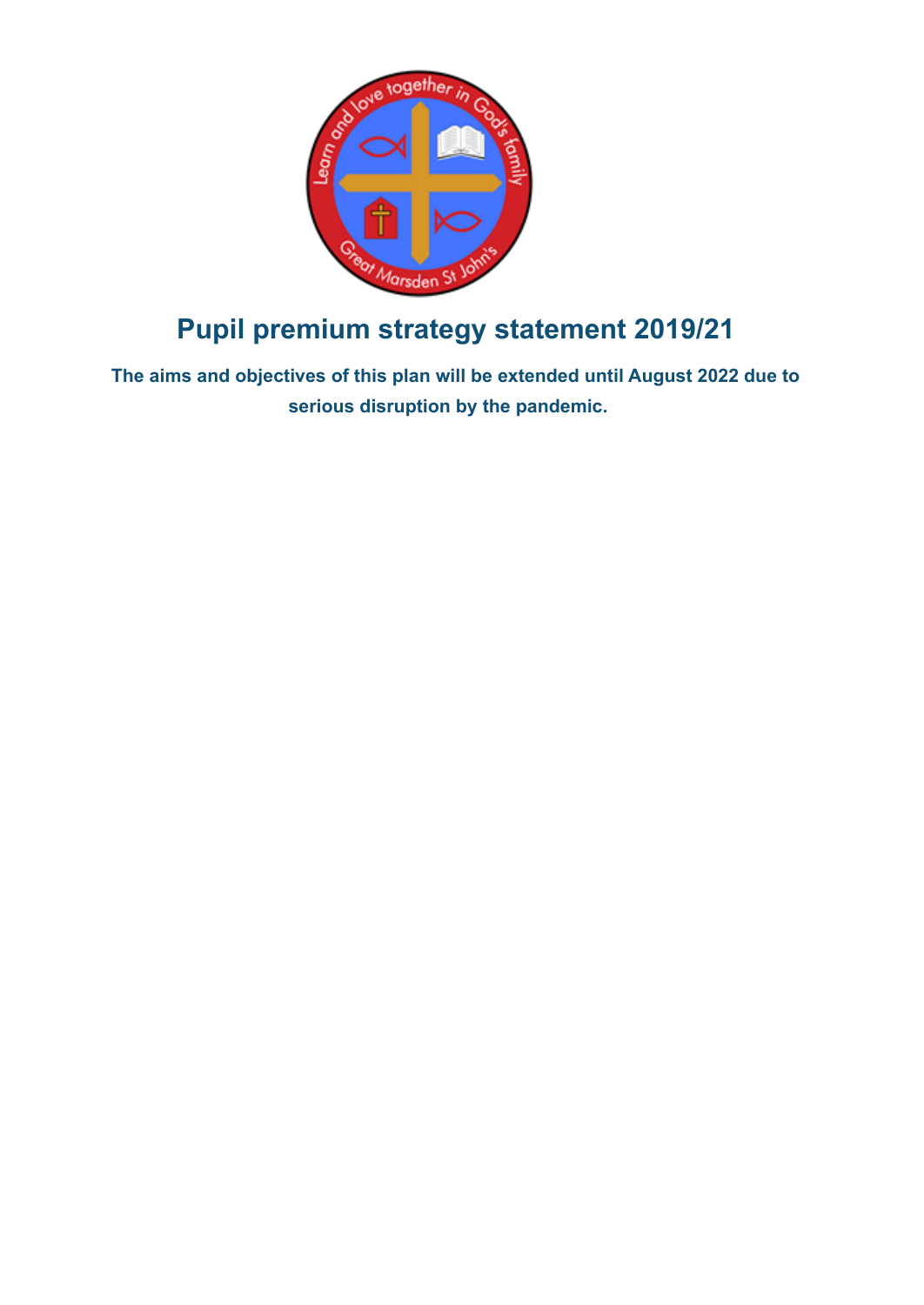# Pupil premium strategy statement 2019/21

**The aims and objectives of this plan will be extended until August 2022 due to serious disruption by the pandemic.**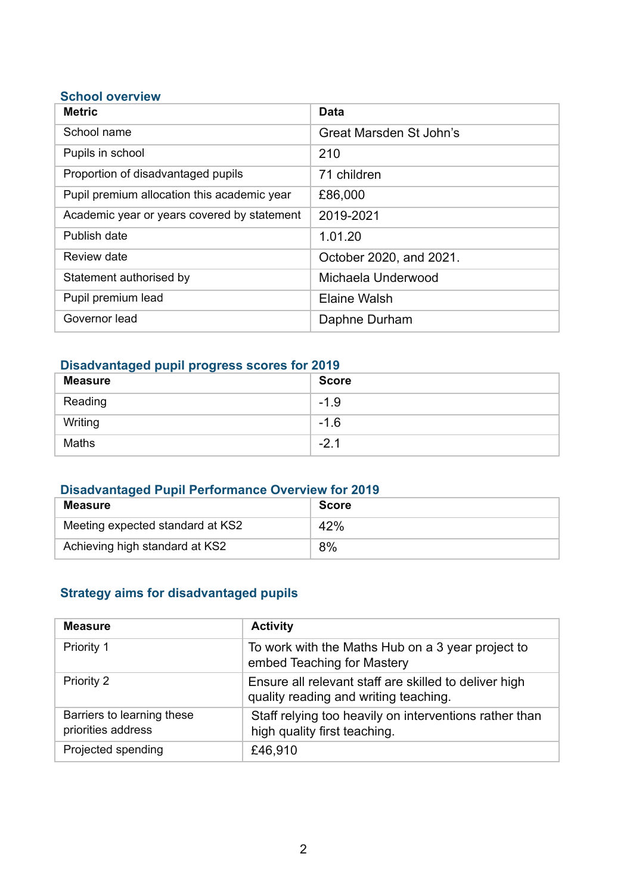## School overview

| Metric | Data |
| --- | --- |
| School name | Great Marsden St John's |
| Pupils in school | 210 |
| Proportion of disadvantaged pupils | 71 children |
| Pupil premium allocation this academic year | £86,000 |
| Academic year or years covered by statement | 2019-2021 |
| Publish date | 1.01.20 |
| Review date | October 2020, and 2021. |
| Statement authorised by | Michaela Underwood |
| Pupil premium lead | Elaine Walsh |
| Governor lead | Daphne Durham |

## Disadvantaged pupil progress scores for 2019

| Measure | Score |
| --- | --- |
| Reading | -1.9 |
| Writing | -1.6 |
| Maths | -2.1 |

## Disadvantaged Pupil Performance Overview for 2019

| Measure | Score |
| --- | --- |
| Meeting expected standard at KS2 | 42% |
| Achieving high standard at KS2 | 8% |

## Strategy aims for disadvantaged pupils

| Measure | Activity |
| --- | --- |
| Priority 1 | To work with the Maths Hub on a 3 year project to embed Teaching for Mastery |
| Priority 2 | Ensure all relevant staff are skilled to deliver high quality reading and writing teaching. |
| Barriers to learning these priorities address | Staff relying too heavily on interventions rather than high quality first teaching. |
| Projected spending | £46,910 |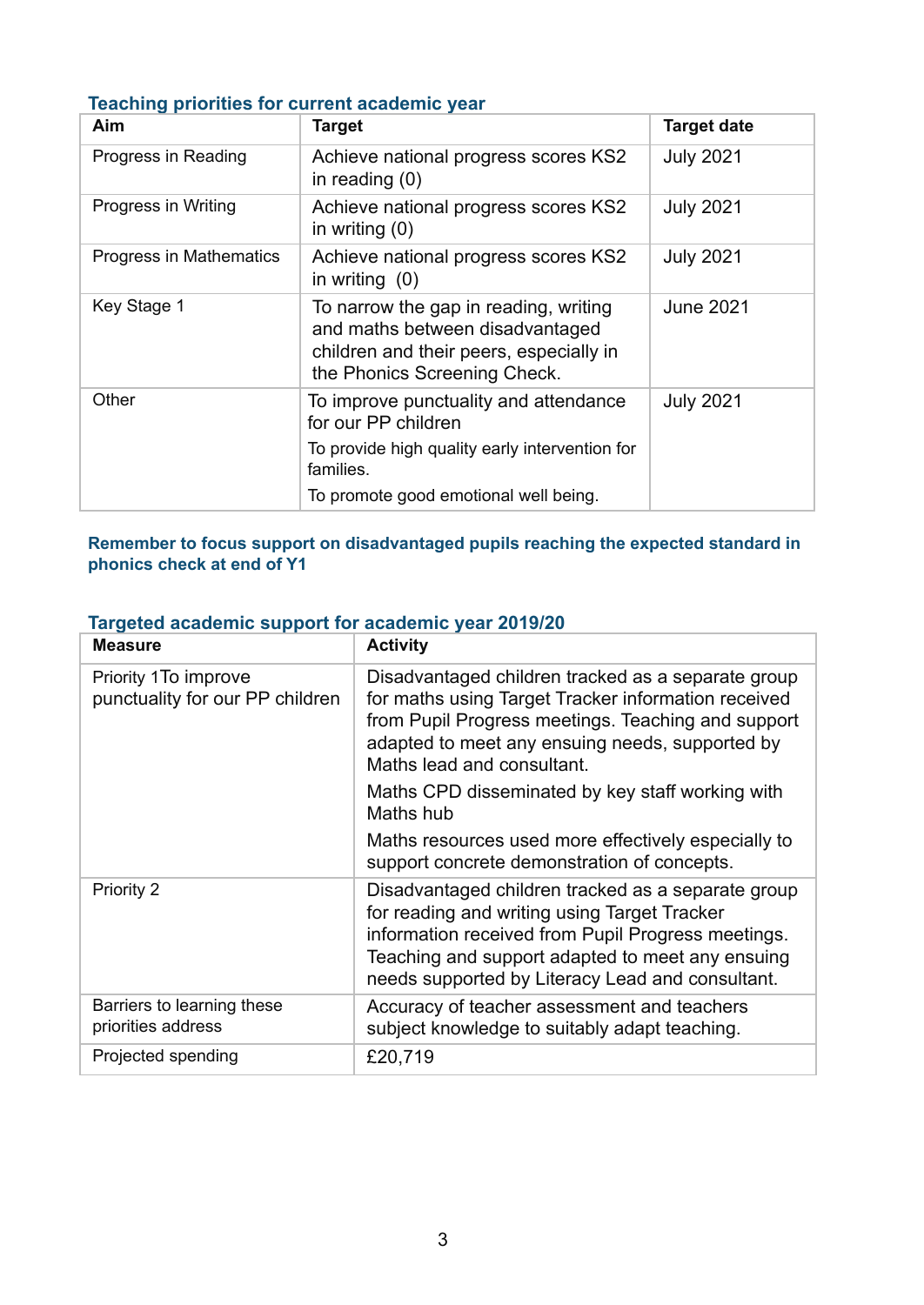### Teaching priorities for current academic year

| Aim | Target | Target date |
|---|---|---|
| Progress in Reading | Achieve national progress scores KS2 in reading (0) | July 2021 |
| Progress in Writing | Achieve national progress scores KS2 in writing (0) | July 2021 |
| Progress in Mathematics | Achieve national progress scores KS2 in writing (0) | July 2021 |
| Key Stage 1 | To narrow the gap in reading, writing and maths between disadvantaged children and their peers, especially in the Phonics Screening Check. | June 2021 |
| Other | To improve punctuality and attendance for our PP children<br>To provide high quality early intervention for families.<br>To promote good emotional well being. | July 2021 |

**Remember to focus support on disadvantaged pupils reaching the expected standard in phonics check at end of Y1**

### Targeted academic support for academic year 2019/20

| Measure | Activity |
|---|---|
| Priority 1To improve punctuality for our PP children | Disadvantaged children tracked as a separate group for maths using Target Tracker information received from Pupil Progress meetings. Teaching and support adapted to meet any ensuing needs, supported by Maths lead and consultant.<br>Maths CPD disseminated by key staff working with Maths hub<br>Maths resources used more effectively especially to support concrete demonstration of concepts. |
| Priority 2 | Disadvantaged children tracked as a separate group for reading and writing using Target Tracker information received from Pupil Progress meetings. Teaching and support adapted to meet any ensuing needs supported by Literacy Lead and consultant. |
| Barriers to learning these priorities address | Accuracy of teacher assessment and teachers subject knowledge to suitably adapt teaching. |
| Projected spending | £20,719 |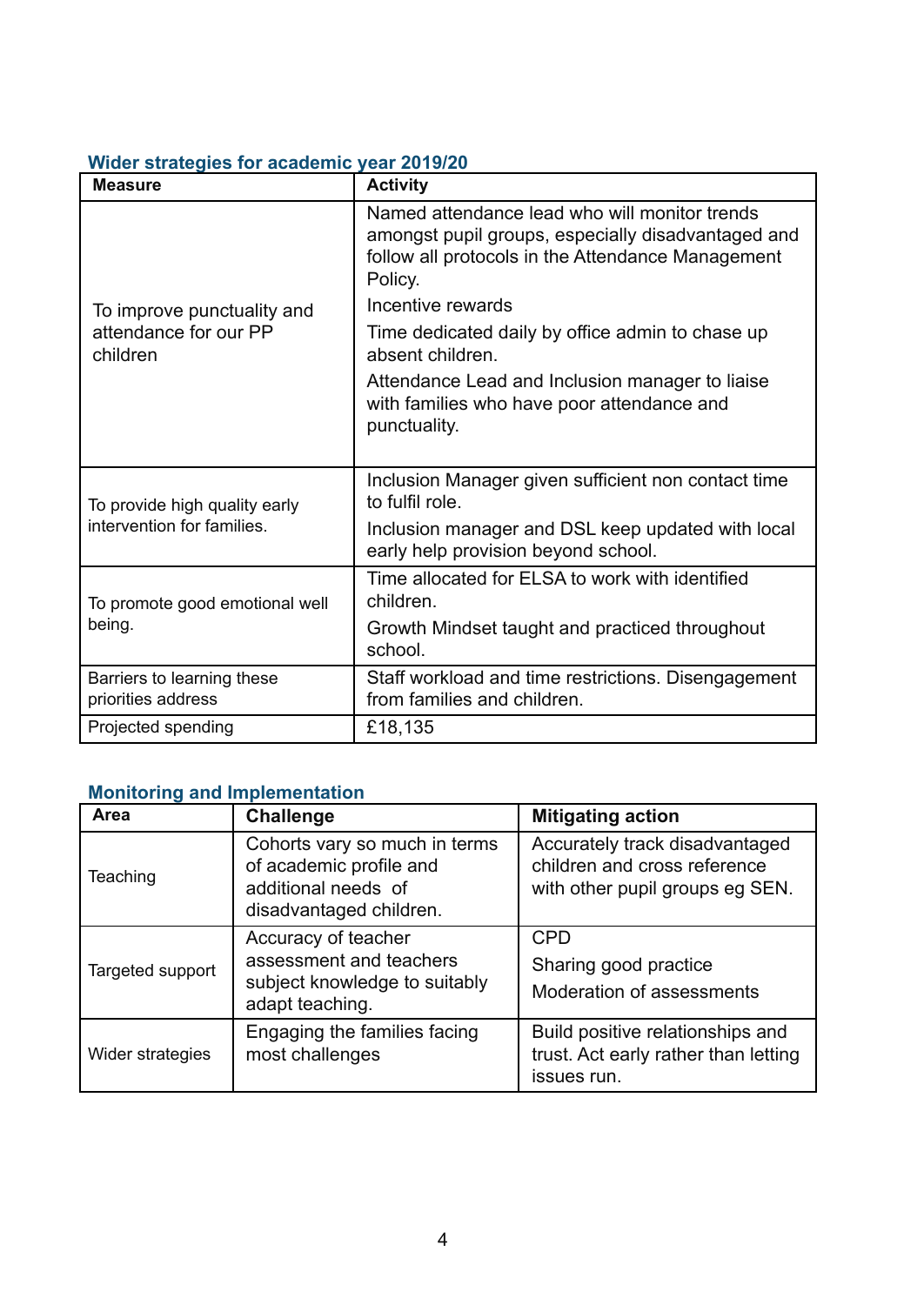### Wider strategies for academic year 2019/20

| Measure | Activity |
|---|---|
| To improve punctuality and attendance for our PP children | Named attendance lead who will monitor trends amongst pupil groups, especially disadvantaged and follow all protocols in the Attendance Management Policy.<br>Incentive rewards<br>Time dedicated daily by office admin to chase up absent children.<br>Attendance Lead and Inclusion manager to liaise with families who have poor attendance and punctuality. |
| To provide high quality early intervention for families. | Inclusion Manager given sufficient non contact time to fulfil role.<br>Inclusion manager and DSL keep updated with local early help provision beyond school. |
| To promote good emotional well being. | Time allocated for ELSA to work with identified children.<br>Growth Mindset taught and practiced throughout school. |
| Barriers to learning these priorities address | Staff workload and time restrictions. Disengagement from families and children. |
| Projected spending | £18,135 |

### Monitoring and Implementation

| Area | Challenge | Mitigating action |
|---|---|---|
| Teaching | Cohorts vary so much in terms of academic profile and additional needs of disadvantaged children. | Accurately track disadvantaged children and cross reference with other pupil groups eg SEN. |
| Targeted support | Accuracy of teacher assessment and teachers subject knowledge to suitably adapt teaching. | CPD<br>Sharing good practice<br>Moderation of assessments |
| Wider strategies | Engaging the families facing most challenges | Build positive relationships and trust. Act early rather than letting issues run. |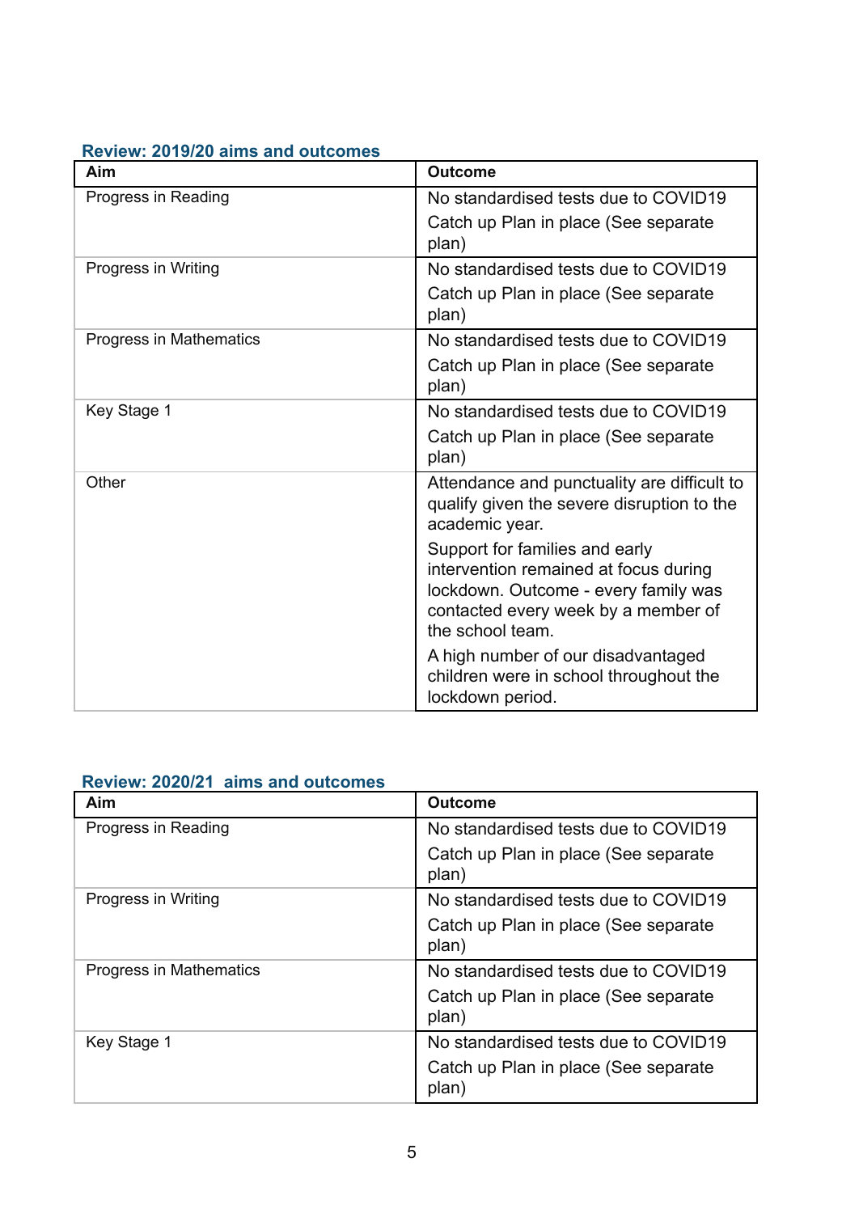### Review: 2019/20 aims and outcomes

| Aim | Outcome |
|---|---|
| Progress in Reading | No standardised tests due to COVID19<br>Catch up Plan in place (See separate plan) |
| Progress in Writing | No standardised tests due to COVID19<br>Catch up Plan in place (See separate plan) |
| Progress in Mathematics | No standardised tests due to COVID19<br>Catch up Plan in place (See separate plan) |
| Key Stage 1 | No standardised tests due to COVID19<br>Catch up Plan in place (See separate plan) |
| Other | Attendance and punctuality are difficult to qualify given the severe disruption to the academic year.<br>Support for families and early intervention remained at focus during lockdown. Outcome - every family was contacted every week by a member of the school team.<br>A high number of our disadvantaged children were in school throughout the lockdown period. |

### Review: 2020/21 aims and outcomes

| Aim | Outcome |
|---|---|
| Progress in Reading | No standardised tests due to COVID19<br>Catch up Plan in place (See separate plan) |
| Progress in Writing | No standardised tests due to COVID19<br>Catch up Plan in place (See separate plan) |
| Progress in Mathematics | No standardised tests due to COVID19<br>Catch up Plan in place (See separate plan) |
| Key Stage 1 | No standardised tests due to COVID19<br>Catch up Plan in place (See separate plan) |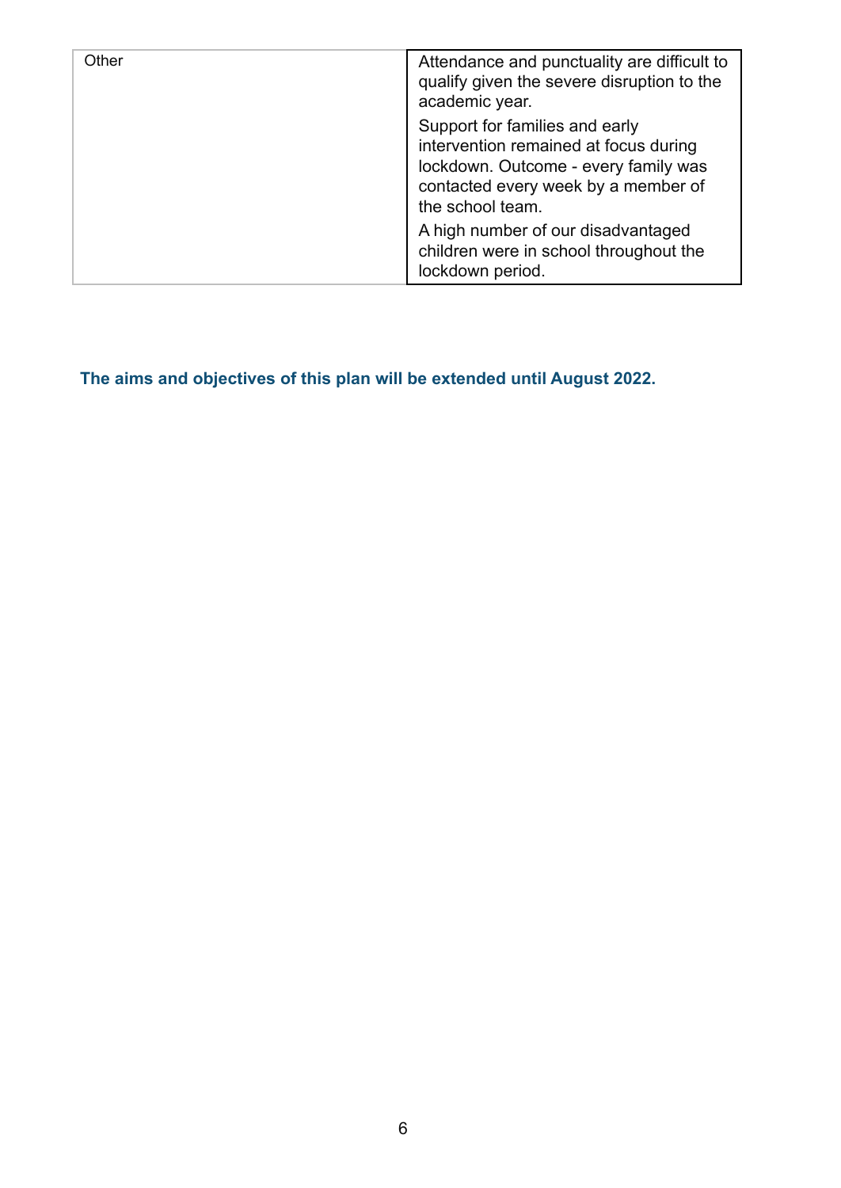| | |
|---|---|
| Other | Attendance and punctuality are difficult to qualify given the severe disruption to the academic year.<br>Support for families and early intervention remained at focus during lockdown. Outcome - every family was contacted every week by a member of the school team.<br>A high number of our disadvantaged children were in school throughout the lockdown period. |

**The aims and objectives of this plan will be extended until August 2022.**